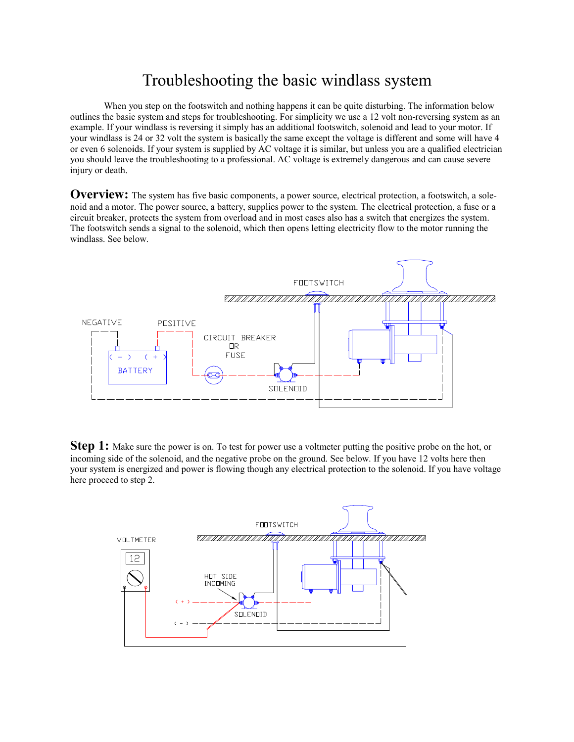# Troubleshooting the basic windlass system

When you step on the footswitch and nothing happens it can be quite disturbing. The information below outlines the basic system and steps for troubleshooting. For simplicity we use a 12 volt non-reversing system as an example. If your windlass is reversing it simply has an additional footswitch, solenoid and lead to your motor. If your windlass is 24 or 32 volt the system is basically the same except the voltage is different and some will have 4 or even 6 solenoids. If your system is supplied by AC voltage it is similar, but unless you are a qualified electrician you should leave the troubleshooting to a professional. AC voltage is extremely dangerous and can cause severe injury or death.

**Overview:** The system has five basic components, a power source, electrical protection, a footswitch, a solenoid and a motor. The power source, a battery, supplies power to the system. The electrical protection, a fuse or a circuit breaker, protects the system from overload and in most cases also has a switch that energizes the system. The footswitch sends a signal to the solenoid, which then opens letting electricity flow to the motor running the windlass. See below.

FOOTSWITCH

NEGATIVE

POSITIVE

CIRCUIT BREAKER OR FUSE

( - ) ( + ) BATTERY

SOLENOID

**Step 1:** Make sure the power is on. To test for power use a voltmeter putting the positive probe on the hot, or incoming side of the solenoid, and the negative probe on the ground. See below. If you have 12 volts here then your system is energized and power is flowing though any electrical protection to the solenoid. If you have voltage here proceed to step 2.

FOOTSWITCH

VOLTMETER

12

HOT SIDE INCOMING

( + )

SOLENOID

( - )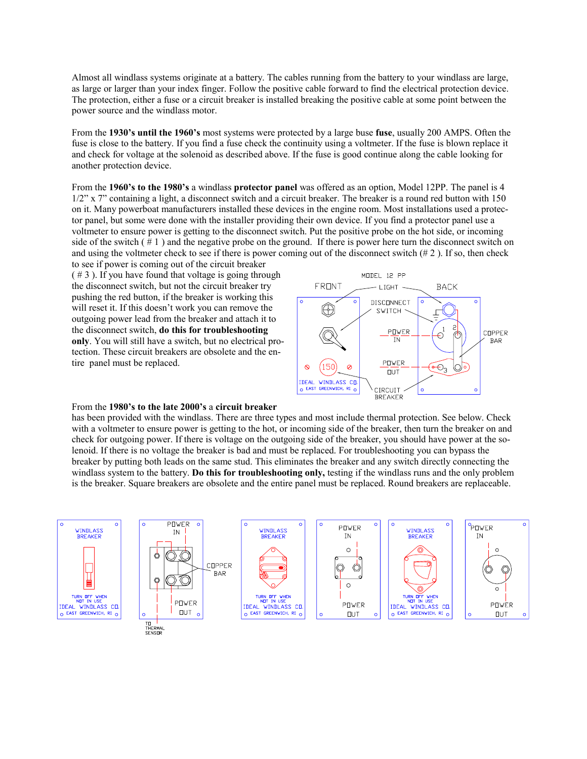Almost all windlass systems originate at a battery. The cables running from the battery to your windlass are large, as large or larger than your index finger. Follow the positive cable forward to find the electrical protection device. The protection, either a fuse or a circuit breaker is installed breaking the positive cable at some point between the power source and the windlass motor.

From the **1930's until the 1960's** most systems were protected by a large buse **fuse**, usually 200 AMPS. Often the fuse is close to the battery. If you find a fuse check the continuity using a voltmeter. If the fuse is blown replace it and check for voltage at the solenoid as described above. If the fuse is good continue along the cable looking for another protection device.

From the **1960's to the 1980's** a windlass **protector panel** was offered as an option, Model 12PP. The panel is 4 1/2" x 7" containing a light, a disconnect switch and a circuit breaker. The breaker is a round red button with 150 on it. Many powerboat manufacturers installed these devices in the engine room. Most installations used a protector panel, but some were done with the installer providing their own device. If you find a protector panel use a voltmeter to ensure power is getting to the disconnect switch. Put the positive probe on the hot side, or incoming side of the switch ( # 1 ) and the negative probe on the ground. If there is power here turn the disconnect switch on and using the voltmeter check to see if there is power coming out of the disconnect switch (# 2 ). If so, then check to see if power is coming out of the circuit breaker ( # 3 ). If you have found that voltage is going through the disconnect switch, but not the circuit breaker try pushing the red button, if the breaker is working this will reset it. If this doesn't work you can remove the outgoing power lead from the breaker and attach it to the disconnect switch, **do this for troubleshooting only**. You will still have a switch, but no electrical protection. These circuit breakers are obsolete and the entire panel must be replaced.

MODEL 12 PP — FRONT / BACK — LIGHT, DISCONNECT SWITCH, POWER IN, POWER OUT, COPPER BAR, CIRCUIT BREAKER, 1, 2, 3, 150, IDEAL WINDLASS CO. EAST GREENWICH, RI

From the **1980's to the late 2000's** a **circuit breaker** has been provided with the windlass. There are three types and most include thermal protection. See below. Check with a voltmeter to ensure power is getting to the hot, or incoming side of the breaker, then turn the breaker on and check for outgoing power. If there is voltage on the outgoing side of the breaker, you should have power at the solenoid. If there is no voltage the breaker is bad and must be replaced. For troubleshooting you can bypass the breaker by putting both leads on the same stud. This eliminates the breaker and any switch directly connecting the windlass system to the battery. **Do this for troubleshooting only,** testing if the windlass runs and the only problem is the breaker. Square breakers are obsolete and the entire panel must be replaced. Round breakers are replaceable.

WINDLASS BREAKER — TURN OFF WHEN NOT IN USE — IDEAL WINDLASS CO. EAST GREENWICH, RI; POWER IN, POWER OUT, COPPER BAR, TO THERMAL SENSOR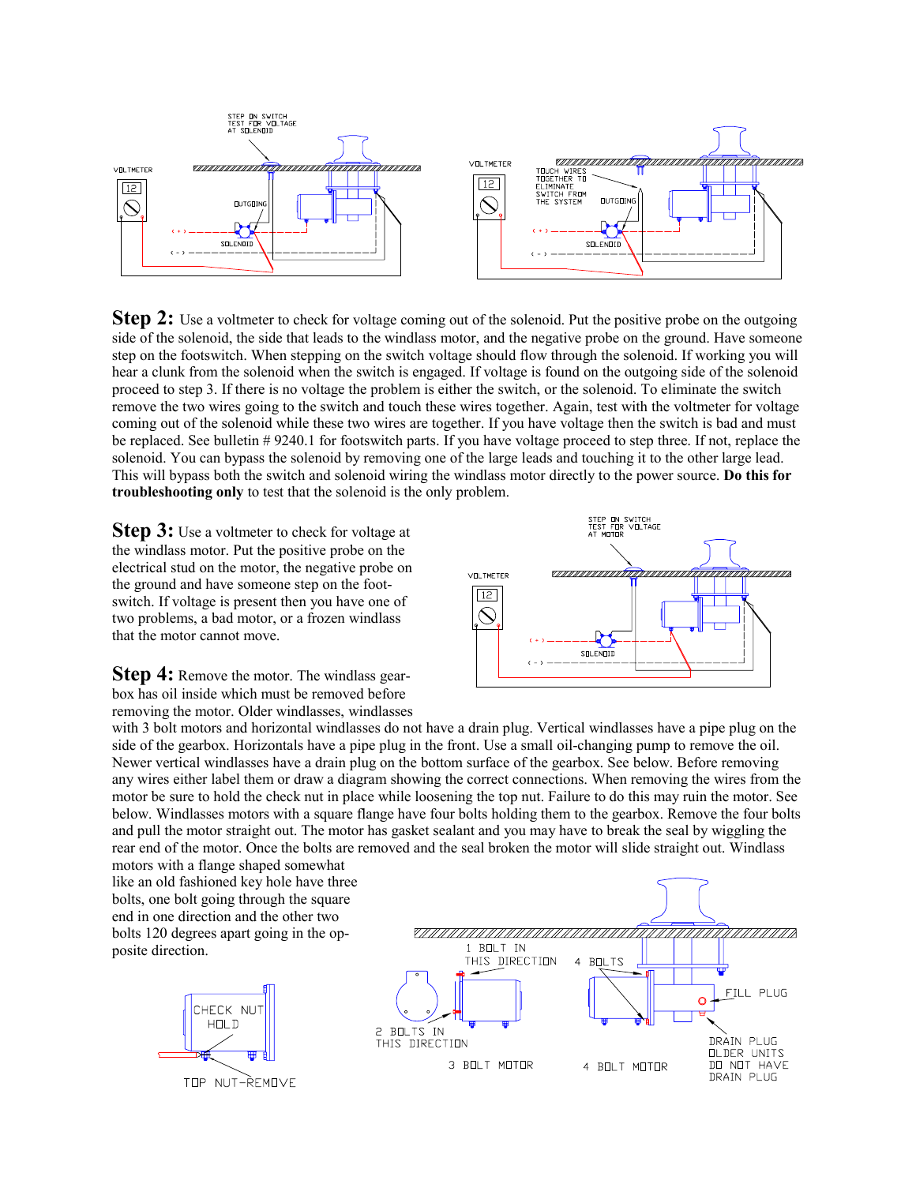**Step 2:** Use a voltmeter to check for voltage coming out of the solenoid. Put the positive probe on the outgoing side of the solenoid, the side that leads to the windlass motor, and the negative probe on the ground. Have someone step on the footswitch. When stepping on the switch voltage should flow through the solenoid. If working you will hear a clunk from the solenoid when the switch is engaged. If voltage is found on the outgoing side of the solenoid proceed to step 3. If there is no voltage the problem is either the switch, or the solenoid. To eliminate the switch remove the two wires going to the switch and touch these wires together. Again, test with the voltmeter for voltage coming out of the solenoid while these two wires are together. If you have voltage then the switch is bad and must be replaced. See bulletin # 9240.1 for footswitch parts. If you have voltage proceed to step three. If not, replace the solenoid. You can bypass the solenoid by removing one of the large leads and touching it to the other large lead. This will bypass both the switch and solenoid wiring the windlass motor directly to the power source. **Do this for troubleshooting only** to test that the solenoid is the only problem.

**Step 3:** Use a voltmeter to check for voltage at the windlass motor. Put the positive probe on the electrical stud on the motor, the negative probe on the ground and have someone step on the foot-switch. If voltage is present then you have one of two problems, a bad motor, or a frozen windlass that the motor cannot move.

**Step 4:** Remove the motor. The windlass gear-box has oil inside which must be removed before removing the motor. Older windlasses, windlasses with 3 bolt motors and horizontal windlasses do not have a drain plug. Vertical windlasses have a pipe plug on the side of the gearbox. Horizontals have a pipe plug in the front. Use a small oil-changing pump to remove the oil. Newer vertical windlasses have a drain plug on the bottom surface of the gearbox. See below. Before removing any wires either label them or draw a diagram showing the correct connections. When removing the wires from the motor be sure to hold the check nut in place while loosening the top nut. Failure to do this may ruin the motor. See below. Windlasses motors with a square flange have four bolts holding them to the gearbox. Remove the four bolts and pull the motor straight out. The motor has gasket sealant and you may have to break the seal by wiggling the rear end of the motor. Once the bolts are removed and the seal broken the motor will slide straight out. Windlass motors with a flange shaped somewhat like an old fashioned key hole have three bolts, one bolt going through the square end in one direction and the other two bolts 120 degrees apart going in the opposite direction.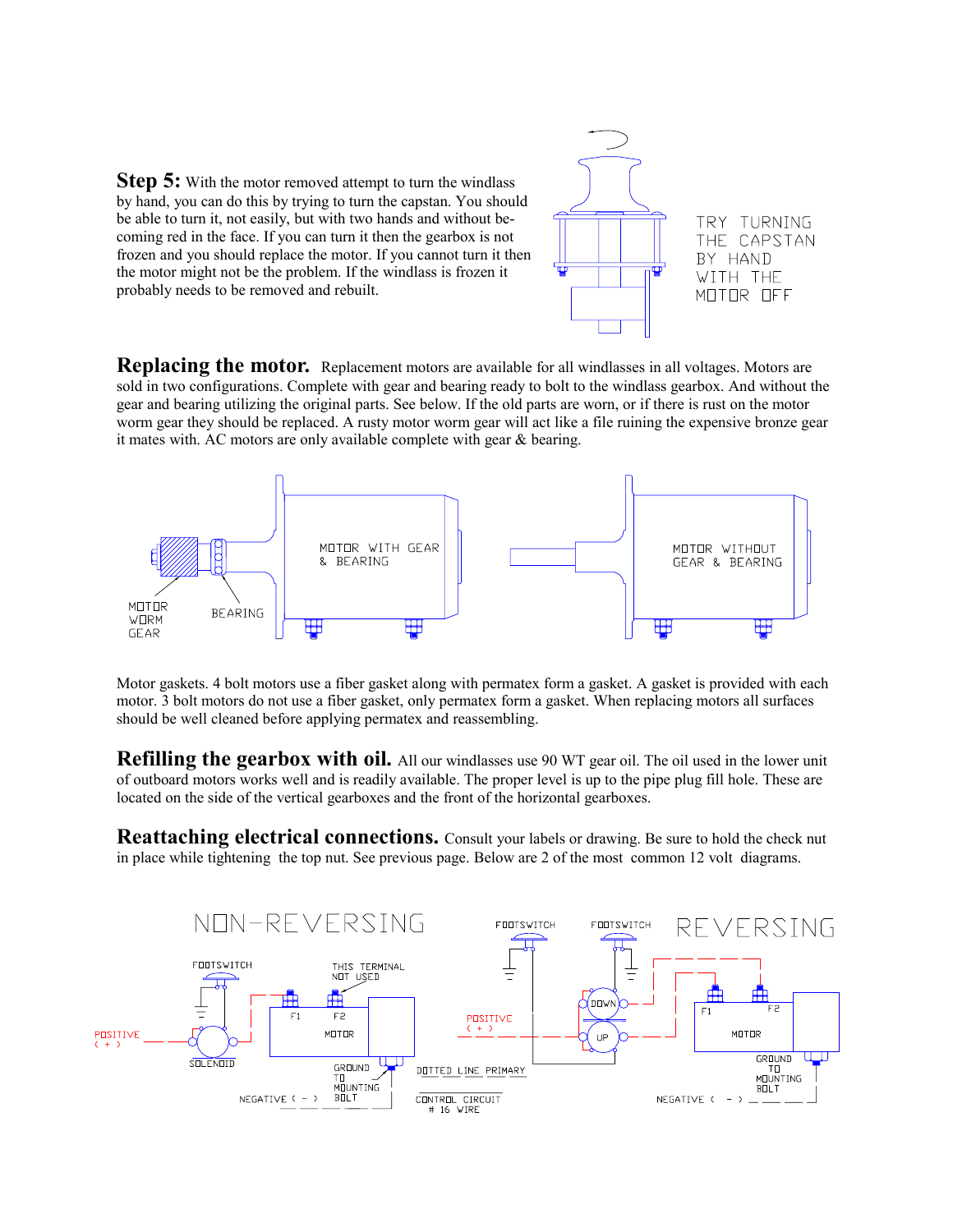**Step 5:** With the motor removed attempt to turn the windlass by hand, you can do this by trying to turn the capstan. You should be able to turn it, not easily, but with two hands and without becoming red in the face. If you can turn it then the gearbox is not frozen and you should replace the motor. If you cannot turn it then the motor might not be the problem. If the windlass is frozen it probably needs to be removed and rebuilt.

TRY TURNING THE CAPSTAN BY HAND WITH THE MOTOR OFF

**Replacing the motor.** Replacement motors are available for all windlasses in all voltages. Motors are sold in two configurations. Complete with gear and bearing ready to bolt to the windlass gearbox. And without the gear and bearing utilizing the original parts. See below. If the old parts are worn, or if there is rust on the motor worm gear they should be replaced. A rusty motor worm gear will act like a file ruining the expensive bronze gear it mates with. AC motors are only available complete with gear & bearing.

MOTOR WORM GEAR

BEARING

MOTOR WITH GEAR & BEARING

MOTOR WITHOUT GEAR & BEARING

Motor gaskets. 4 bolt motors use a fiber gasket along with permatex form a gasket. A gasket is provided with each motor. 3 bolt motors do not use a fiber gasket, only permatex form a gasket. When replacing motors all surfaces should be well cleaned before applying permatex and reassembling.

**Refilling the gearbox with oil.** All our windlasses use 90 WT gear oil. The oil used in the lower unit of outboard motors works well and is readily available. The proper level is up to the pipe plug fill hole. These are located on the side of the vertical gearboxes and the front of the horizontal gearboxes.

**Reattaching electrical connections.** Consult your labels or drawing. Be sure to hold the check nut in place while tightening the top nut. See previous page. Below are 2 of the most common 12 volt diagrams.

NON-REVERSING

FOOTSWITCH

THIS TERMINAL NOT USED

F1

F2

MOTOR

POSITIVE ( + )

SOLENOID

GROUND TO MOUNTING BOLT

NEGATIVE ( - )

DOTTED LINE PRIMARY

CONTROL CIRCUIT # 16 WIRE

REVERSING

FOOTSWITCH

FOOTSWITCH

DOWN

UP

POSITIVE ( + )

F1

F2

MOTOR

GROUND TO MOUNTING BOLT

NEGATIVE ( - )